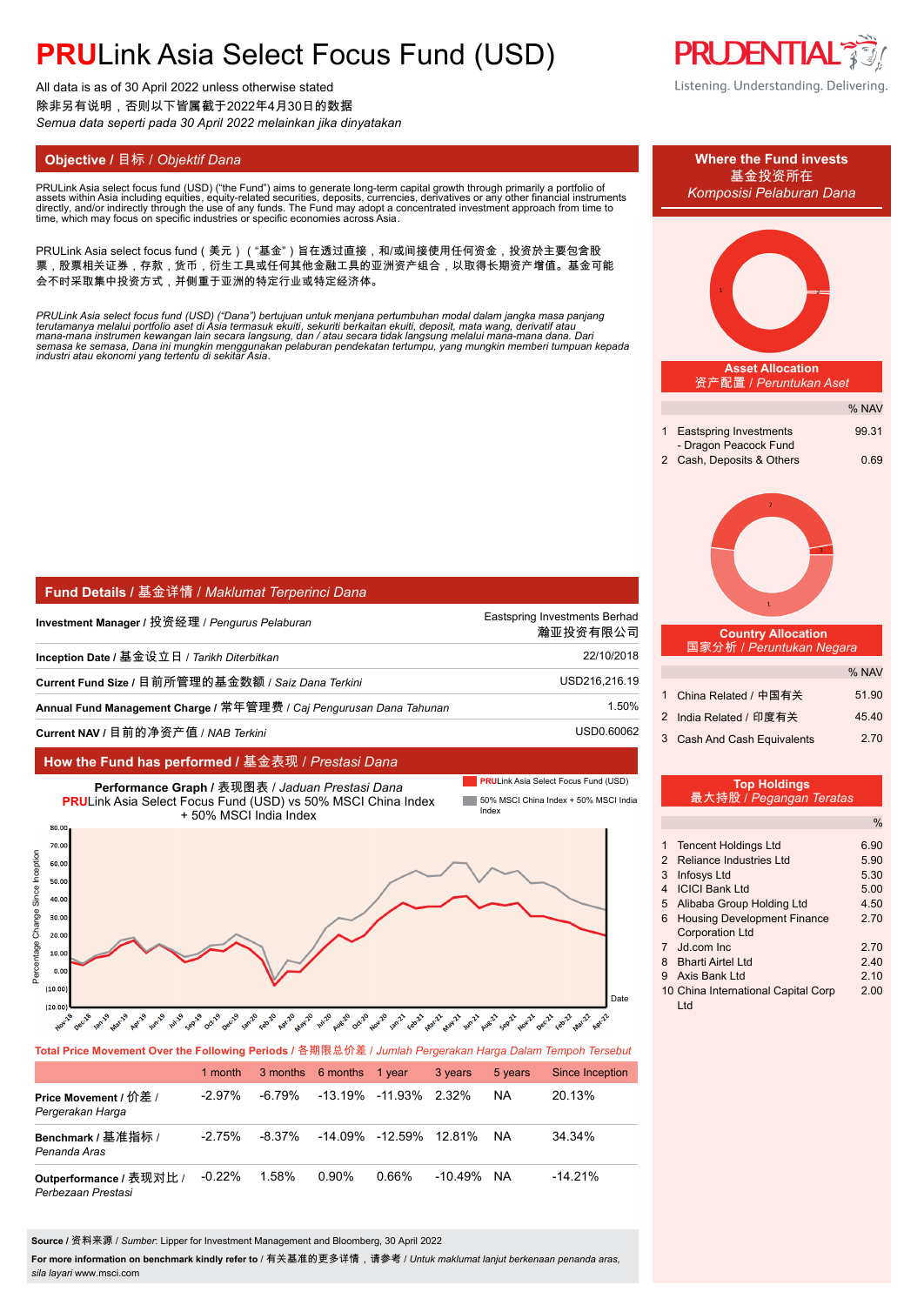# PRULink Asia Select Focus Fund (USD)

All data is as of 30 April 2022 unless otherwise stated
除非另有说明，否则以下皆属截于2022年4月30日的数据
*Semua data seperti pada 30 April 2022 melainkan jika dinyatakan*

PRUDENTIAL
Listening. Understanding. Delivering.

## Objective / 目标 / *Objektif Dana*

PRULink Asia select focus fund (USD) ("the Fund") aims to generate long-term capital growth through primarily a portfolio of assets within Asia including equities, equity-related securities, deposits, currencies, derivatives or any other financial instruments directly, and/or indirectly through the use of any funds. The Fund may adopt a concentrated investment approach from time to time, which may focus on specific industries or specific economies across Asia.

PRULink Asia select focus fund（美元）（"基金"）旨在透过直接，和/或间接使用任何资金，投资於主要包含股票，股票相关证券，存款，货币，衍生工具或任何其他金融工具的亚洲资产组合，以取得长期资产增值。基金可能会不时采取集中投资方式，并侧重于亚洲的特定行业或特定经济体。

*PRULink Asia select focus fund (USD) ("Dana") bertujuan untuk menjana pertumbuhan modal dalam jangka masa panjang terutamanya melalui portfolio aset di Asia termasuk ekuiti, sekuriti berkaitan ekuiti, deposit, mata wang, derivatif atau mana-mana instrumen kewangan lain secara langsung, dan / atau secara tidak langsung melalui mana-mana dana. Dari semasa ke semasa, Dana ini mungkin menggunakan pelaburan pendekatan tertumpu, yang mungkin memberi tumpuan kepada industri atau ekonomi yang tertentu di sekitar Asia.*

## Where the Fund invests / 基金投资所在 / *Komposisi Pelaburan Dana*

### Asset Allocation / 资产配置 / *Peruntukan Aset*

| | | % NAV |
|---|---|---|
| 1 | Eastspring Investments - Dragon Peacock Fund | 99.31 |
| 2 | Cash, Deposits & Others | 0.69 |

### Country Allocation / 国家分析 / *Peruntukan Negara*

| | | % NAV |
|---|---|---|
| 1 | China Related / 中国有关 | 51.90 |
| 2 | India Related / 印度有关 | 45.40 |
| 3 | Cash And Cash Equivalents | 2.70 |

### Top Holdings / 最大持股 / *Pegangan Teratas*

| | | % |
|---|---|---|
| 1 | Tencent Holdings Ltd | 6.90 |
| 2 | Reliance Industries Ltd | 5.90 |
| 3 | Infosys Ltd | 5.30 |
| 4 | ICICI Bank Ltd | 5.00 |
| 5 | Alibaba Group Holding Ltd | 4.50 |
| 6 | Housing Development Finance Corporation Ltd | 2.70 |
| 7 | Jd.com Inc | 2.70 |
| 8 | Bharti Airtel Ltd | 2.40 |
| 9 | Axis Bank Ltd | 2.10 |
| 10 | China International Capital Corp Ltd | 2.00 |

## Fund Details / 基金详情 / *Maklumat Terperinci Dana*

| | |
|---|---|
| **Investment Manager** / 投资经理 / *Pengurus Pelaburan* | Eastspring Investments Berhad 瀚亚投资有限公司 |
| **Inception Date** / 基金设立日 / *Tarikh Diterbitkan* | 22/10/2018 |
| **Current Fund Size** / 目前所管理的基金数额 / *Saiz Dana Terkini* | USD216,216.19 |
| **Annual Fund Management Charge** / 常年管理费 / *Caj Pengurusan Dana Tahunan* | 1.50% |
| **Current NAV** / 目前的净资产值 / *NAB Terkini* | USD0.60062 |

## How the Fund has performed / 基金表现 / *Prestasi Dana*

**Performance Graph** / 表现图表 / *Jaduan Prestasi Dana*
PRULink Asia Select Focus Fund (USD) vs 50% MSCI China Index + 50% MSCI India Index

**Total Price Movement Over the Following Periods** / 各期限总价差 / *Jumlah Pergerakan Harga Dalam Tempoh Tersebut*

| | 1 month | 3 months | 6 months | 1 year | 3 years | 5 years | Since Inception |
|---|---|---|---|---|---|---|---|
| **Price Movement** / 价差 / *Pergerakan Harga* | -2.97% | -6.79% | -13.19% | -11.93% | 2.32% | NA | 20.13% |
| **Benchmark** / 基准指标 / *Penanda Aras* | -2.75% | -8.37% | -14.09% | -12.59% | 12.81% | NA | 34.34% |
| **Outperformance** / 表现对比 / *Perbezaan Prestasi* | -0.22% | 1.58% | 0.90% | 0.66% | -10.49% | NA | -14.21% |

**Source** / 资料来源 / *Sumber*: Lipper for Investment Management and Bloomberg, 30 April 2022

**For more information on benchmark kindly refer to** / 有关基准的更多详情，请参考 / *Untuk maklumat lanjut berkenaan penanda aras, sila layari* www.msci.com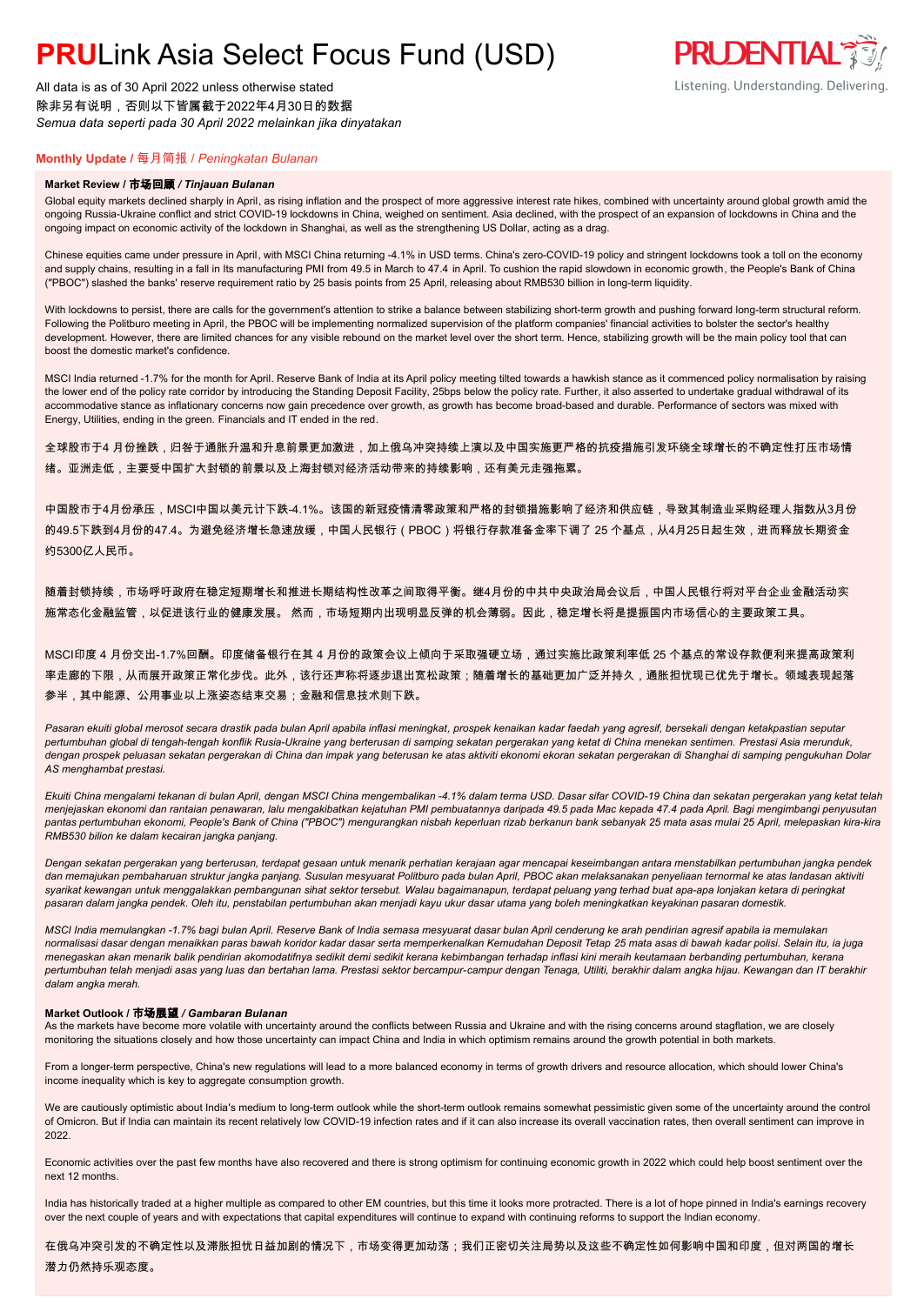# **PRU**Link Asia Select Focus Fund (USD)

All data is as of 30 April 2022 unless otherwise stated
除非另有说明，否则以下皆属截于2022年4月30日的数据
*Semua data seperti pada 30 April 2022 melainkan jika dinyatakan*

PRUDENTIAL
Listening. Understanding. Delivering.

## **Monthly Update** / 每月简报 / *Peningkatan Bulanan*

### **Market Review / 市场回顾 / *Tinjauan Bulanan***

Global equity markets declined sharply in April, as rising inflation and the prospect of more aggressive interest rate hikes, combined with uncertainty around global growth amid the ongoing Russia-Ukraine conflict and strict COVID-19 lockdowns in China, weighed on sentiment. Asia declined, with the prospect of an expansion of lockdowns in China and the ongoing impact on economic activity of the lockdown in Shanghai, as well as the strengthening US Dollar, acting as a drag.

Chinese equities came under pressure in April, with MSCI China returning -4.1% in USD terms. China's zero-COVID-19 policy and stringent lockdowns took a toll on the economy and supply chains, resulting in a fall in Its manufacturing PMI from 49.5 in March to 47.4 in April. To cushion the rapid slowdown in economic growth, the People's Bank of China ("PBOC") slashed the banks' reserve requirement ratio by 25 basis points from 25 April, releasing about RMB530 billion in long-term liquidity.

With lockdowns to persist, there are calls for the government's attention to strike a balance between stabilizing short-term growth and pushing forward long-term structural reform. Following the Politburo meeting in April, the PBOC will be implementing normalized supervision of the platform companies' financial activities to bolster the sector's healthy development. However, there are limited chances for any visible rebound on the market level over the short term. Hence, stabilizing growth will be the main policy tool that can boost the domestic market's confidence.

MSCI India returned -1.7% for the month for April. Reserve Bank of India at its April policy meeting tilted towards a hawkish stance as it commenced policy normalisation by raising the lower end of the policy rate corridor by introducing the Standing Deposit Facility, 25bps below the policy rate. Further, it also asserted to undertake gradual withdrawal of its accommodative stance as inflationary concerns now gain precedence over growth, as growth has become broad-based and durable. Performance of sectors was mixed with Energy, Utilities, ending in the green. Financials and IT ended in the red.

全球股市于4 月份挫跌，归咎于通胀升温和升息前景更加激进，加上俄乌冲突持续上演以及中国实施更严格的抗疫措施引发环绕全球增长的不确定性打压市场情绪。亚洲走低，主要受中国扩大封锁的前景以及上海封锁对经济活动带来的持续影响，还有美元走强拖累。

中国股市于4月份承压，MSCI中国以美元计下跌-4.1%。该国的新冠疫情清零政策和严格的封锁措施影响了经济和供应链，导致其制造业采购经理人指数从3月份的49.5下跌到4月份的47.4。为避免经济增长急速放缓，中国人民银行（PBOC）将银行存款准备金率下调了 25 个基点，从4月25日起生效，进而释放长期资金约5300亿人民币。

随着封锁持续，市场呼吁政府在稳定短期增长和推进长期结构性改革之间取得平衡。继4月份的中共中央政治局会议后，中国人民银行将对平台企业金融活动实施常态化金融监管，以促进该行业的健康发展。 然而，市场短期内出现明显反弹的机会薄弱。因此，稳定增长将是提振国内市场信心的主要政策工具。

MSCI印度 4 月份交出-1.7%回酬。印度储备银行在其 4 月份的政策会议上倾向于采取强硬立场，通过实施比政策利率低 25 个基点的常设存款便利来提高政策利率走廊的下限，从而展开政策正常化步伐。此外，该行还声称将逐步退出宽松政策；随着增长的基础更加广泛并持久，通胀担忧现已优先于增长。领域表现起落参半，其中能源、公用事业以上涨姿态结束交易；金融和信息技术则下跌。

*Pasaran ekuiti global merosot secara drastik pada bulan April apabila inflasi meningkat, prospek kenaikan kadar faedah yang agresif, bersekali dengan ketakpastian seputar pertumbuhan global di tengah-tengah konflik Rusia-Ukraine yang berterusan di samping sekatan pergerakan yang ketat di China menekan sentimen. Prestasi Asia merunduk, dengan prospek peluasan sekatan pergerakan di China dan impak yang berterusan ke atas aktiviti ekonomi ekoran sekatan pergerakan di Shanghai di samping pengukuhan Dolar AS menghambat prestasi.*

*Ekuiti China mengalami tekanan di bulan April, dengan MSCI China mengembalikan -4.1% dalam terma USD. Dasar sifar COVID-19 China dan sekatan pergerakan yang ketat telah menjejaskan ekonomi dan rantaian penawaran, lalu mengakibatkan kejatuhan PMI pembuatannya daripada 49.5 pada Mac kepada 47.4 pada April. Bagi mengimbangi penyusutan pantas pertumbuhan ekonomi, People's Bank of China ("PBOC") mengurangkan nisbah keperluan rizab berkanun bank sebanyak 25 mata asas mulai 25 April, melepaskan kira-kira RMB530 bilion ke dalam kecairan jangka panjang.*

*Dengan sekatan pergerakan yang berterusan, terdapat gesaan untuk menarik perhatian kerajaan agar mencapai keseimbangan antara menstabilkan pertumbuhan jangka pendek dan memajukan pembaharuan struktur jangka panjang. Susulan mesyuarat Politburo pada bulan April, PBOC akan melaksanakan penyeliaan ternormal ke atas landasan aktiviti syarikat kewangan untuk menggalakkan pembangunan sihat sektor tersebut. Walau bagaimanapun, terdapat peluang yang terhad buat apa-apa lonjakan ketara di peringkat pasaran dalam jangka pendek. Oleh itu, penstabilan pertumbuhan akan menjadi kayu ukur dasar utama yang boleh meningkatkan keyakinan pasaran domestik.*

*MSCI India memulangkan -1.7% bagi bulan April. Reserve Bank of India semasa mesyuarat dasar bulan April cenderung ke arah pendirian agresif apabila ia memulakan normalisasi dasar dengan menaikkan paras bawah koridor kadar dasar serta memperkenalkan Kemudahan Deposit Tetap 25 mata asas di bawah kadar polisi. Selain itu, ia juga menegaskan akan menarik balik pendirian akomodatifnya sedikit demi sedikit kerana kebimbangan terhadap inflasi kini meraih keutamaan berbanding pertumbuhan, kerana pertumbuhan telah menjadi asas yang luas dan bertahan lama. Prestasi sektor bercampur-campur dengan Tenaga, Utiliti, berakhir dalam angka hijau. Kewangan dan IT berakhir dalam angka merah.*

### **Market Outlook / 市场展望 / *Gambaran Bulanan***

As the markets have become more volatile with uncertainty around the conflicts between Russia and Ukraine and with the rising concerns around stagflation, we are closely monitoring the situations closely and how those uncertainty can impact China and India in which optimism remains around the growth potential in both markets.

From a longer-term perspective, China's new regulations will lead to a more balanced economy in terms of growth drivers and resource allocation, which should lower China's income inequality which is key to aggregate consumption growth.

We are cautiously optimistic about India's medium to long-term outlook while the short-term outlook remains somewhat pessimistic given some of the uncertainty around the control of Omicron. But if India can maintain its recent relatively low COVID-19 infection rates and if it can also increase its overall vaccination rates, then overall sentiment can improve in 2022.

Economic activities over the past few months have also recovered and there is strong optimism for continuing economic growth in 2022 which could help boost sentiment over the next 12 months.

India has historically traded at a higher multiple as compared to other EM countries, but this time it looks more protracted. There is a lot of hope pinned in India's earnings recovery over the next couple of years and with expectations that capital expenditures will continue to expand with continuing reforms to support the Indian economy.

在俄乌冲突引发的不确定性以及滞胀担忧日益加剧的情况下，市场变得更加动荡；我们正密切关注局势以及这些不确定性如何影响中国和印度，但对两国的增长潜力仍然持乐观态度。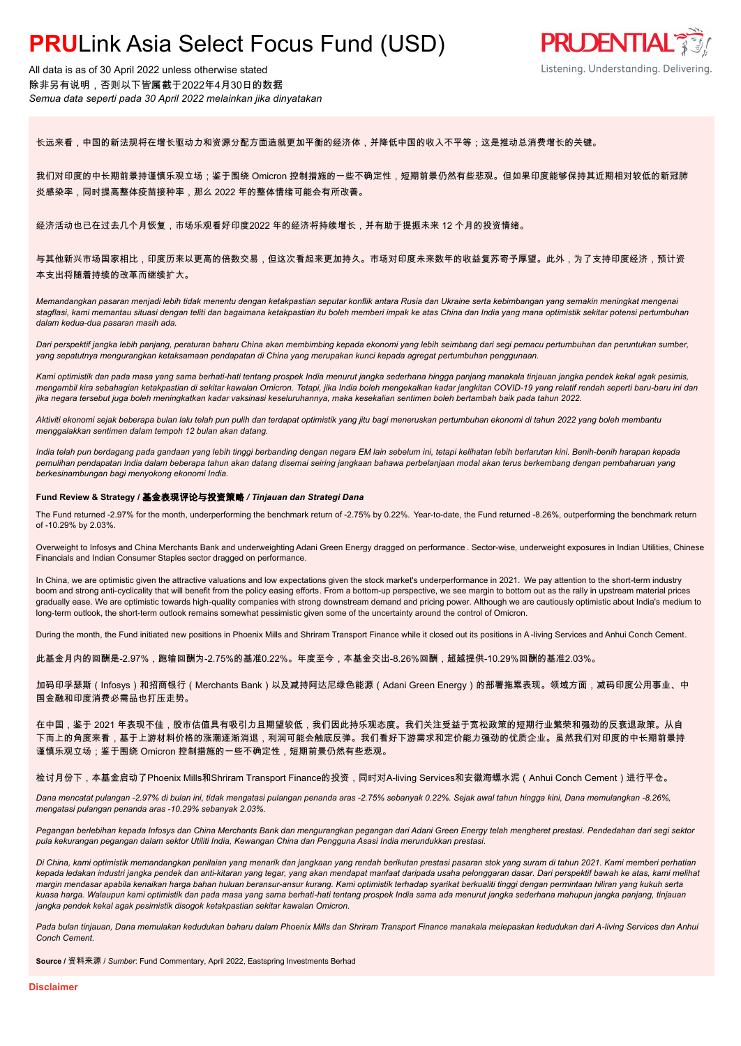# PRULink Asia Select Focus Fund (USD)

All data is as of 30 April 2022 unless otherwise stated
除非另有说明，否则以下皆属截于2022年4月30日的数据
*Semua data seperti pada 30 April 2022 melainkan jika dinyatakan*

长远来看，中国的新法规将在增长驱动力和资源分配方面造就更加平衡的经济体，并降低中国的收入不平等；这是推动总消费增长的关键。

我们对印度的中长期前景持谨慎乐观立场；鉴于围绕 Omicron 控制措施的一些不确定性，短期前景仍然有些悲观。但如果印度能够保持其近期相对较低的新冠肺炎感染率，同时提高整体疫苗接种率，那么 2022 年的整体情绪可能会有所改善。

经济活动也已在过去几个月恢复，市场乐观看好印度2022 年的经济将持续增长，并有助于提振未来 12 个月的投资情绪。

与其他新兴市场国家相比，印度历来以更高的倍数交易，但这次看起来更加持久。市场对印度未来数年的收益复苏寄予厚望。此外，为了支持印度经济，预计资本支出将随着持续的改革而继续扩大。

*Memandangkan pasaran menjadi lebih tidak menentu dengan ketakpastian seputar konflik antara Rusia dan Ukraine serta kebimbangan yang semakin meningkat mengenai stagflasi, kami memantau situasi dengan teliti dan bagaimana ketakpastian itu boleh memberi impak ke atas China dan India yang mana optimistik sekitar potensi pertumbuhan dalam kedua-dua pasaran masih ada.*

*Dari perspektif jangka lebih panjang, peraturan baharu China akan membimbing kepada ekonomi yang lebih seimbang dari segi pemacu pertumbuhan dan peruntukan sumber, yang sepatutnya mengurangkan ketaksamaan pendapatan di China yang merupakan kunci kepada agregat pertumbuhan penggunaan.*

*Kami optimistik dan pada masa yang sama berhati-hati tentang prospek India menurut jangka sederhana hingga panjang manakala tinjauan jangka pendek kekal agak pesimis, mengambil kira sebahagian ketakpastian di sekitar kawalan Omicron. Tetapi, jika India boleh mengekalkan kadar jangkitan COVID-19 yang relatif rendah seperti baru-baru ini dan jika negara tersebut juga boleh meningkatkan kadar vaksinasi keseluruhannya, maka kesekalian sentimen boleh bertambah baik pada tahun 2022.*

*Aktiviti ekonomi sejak beberapa bulan lalu telah pun pulih dan terdapat optimistik yang jitu bagi meneruskan pertumbuhan ekonomi di tahun 2022 yang boleh membantu menggalakkan sentimen dalam tempoh 12 bulan akan datang.*

*India telah pun berdagang pada gandaan yang lebih tinggi berbanding dengan negara EM lain sebelum ini, tetapi kelihatan lebih berlarutan kini. Benih-benih harapan kepada pemulihan pendapatan India dalam beberapa tahun akan datang disemai seiring jangkaan bahawa perbelanjaan modal akan terus berkembang dengan pembaharuan yang berkesinambungan bagi menyokong ekonomi India.*

**Fund Review & Strategy / 基金表现评论与投资策略 / *Tinjauan dan Strategi Dana***

The Fund returned -2.97% for the month, underperforming the benchmark return of -2.75% by 0.22%. Year-to-date, the Fund returned -8.26%, outperforming the benchmark return of -10.29% by 2.03%.

Overweight to Infosys and China Merchants Bank and underweighting Adani Green Energy dragged on performance . Sector-wise, underweight exposures in Indian Utilities, Chinese Financials and Indian Consumer Staples sector dragged on performance.

In China, we are optimistic given the attractive valuations and low expectations given the stock market's underperformance in 2021. We pay attention to the short-term industry boom and strong anti-cyclicality that will benefit from the policy easing efforts. From a bottom-up perspective, we see margin to bottom out as the rally in upstream material prices gradually ease. We are optimistic towards high-quality companies with strong downstream demand and pricing power. Although we are cautiously optimistic about India's medium to long-term outlook, the short-term outlook remains somewhat pessimistic given some of the uncertainty around the control of Omicron.

During the month, the Fund initiated new positions in Phoenix Mills and Shriram Transport Finance while it closed out its positions in A-living Services and Anhui Conch Cement.

此基金月内的回酬是-2.97%，跑输回酬为-2.75%的基准0.22%。年度至今，本基金交出-8.26%回酬，超越提供-10.29%回酬的基准2.03%。

加码印孚瑟斯（Infosys）和招商银行（Merchants Bank）以及减持阿达尼绿色能源（Adani Green Energy）的部署拖累表现。领域方面，减码印度公用事业、中国金融和印度消费必需品也打压走势。

在中国，鉴于 2021 年表现不佳，股市估值具有吸引力且期望较低，我们因此持乐观态度。我们关注受益于宽松政策的短期行业繁荣和强劲的反衰退政策。从自下而上的角度来看，基于上游材料价格的涨潮逐渐消退，利润可能会触底反弹。我们看好下游需求和定价能力强劲的优质企业。虽然我们对印度的中长期前景持谨慎乐观立场；鉴于围绕 Omicron 控制措施的一些不确定性，短期前景仍然有些悲观。

检讨月份下，本基金启动了Phoenix Mills和Shriram Transport Finance的投资，同时对A-living Services和安徽海螺水泥（Anhui Conch Cement）进行平仓。

*Dana mencatat pulangan -2.97% di bulan ini, tidak mengatasi pulangan penanda aras -2.75% sebanyak 0.22%. Sejak awal tahun hingga kini, Dana memulangkan -8.26%, mengatasi pulangan penanda aras -10.29% sebanyak 2.03%.*

*Pegangan berlebihan kepada Infosys dan China Merchants Bank dan mengurangkan pegangan dari Adani Green Energy telah mengheret prestasi. Pendedahan dari segi sektor pula kekurangan pegangan dalam sektor Utiliti India, Kewangan China dan Pengguna Asasi India merundukkan prestasi.*

*Di China, kami optimistik memandangkan penilaian yang menarik dan jangkaan yang rendah berikutan prestasi pasaran stok yang suram di tahun 2021. Kami memberi perhatian kepada ledakan industri jangka pendek dan anti-kitaran yang tegar, yang akan mendapat manfaat daripada usaha pelonggaran dasar. Dari perspektif bawah ke atas, kami melihat margin mendasar apabila kenaikan harga bahan huluan beransur-ansur kurang. Kami optimistik terhadap syarikat berkualiti tinggi dengan permintaan hiliran yang kukuh serta kuasa harga. Walaupun kami optimistik dan pada masa yang sama berhati-hati tentang prospek India sama ada menurut jangka sederhana mahupun jangka panjang, tinjauan jangka pendek kekal agak pesimistik disogok ketakpastian sekitar kawalan Omicron.*

*Pada bulan tinjauan, Dana memulakan kedudukan baharu dalam Phoenix Mills dan Shriram Transport Finance manakala melepaskan kedudukan dari A-living Services dan Anhui Conch Cement.*

**Source** / 资料来源 / *Sumber*: Fund Commentary, April 2022, Eastspring Investments Berhad

**Disclaimer**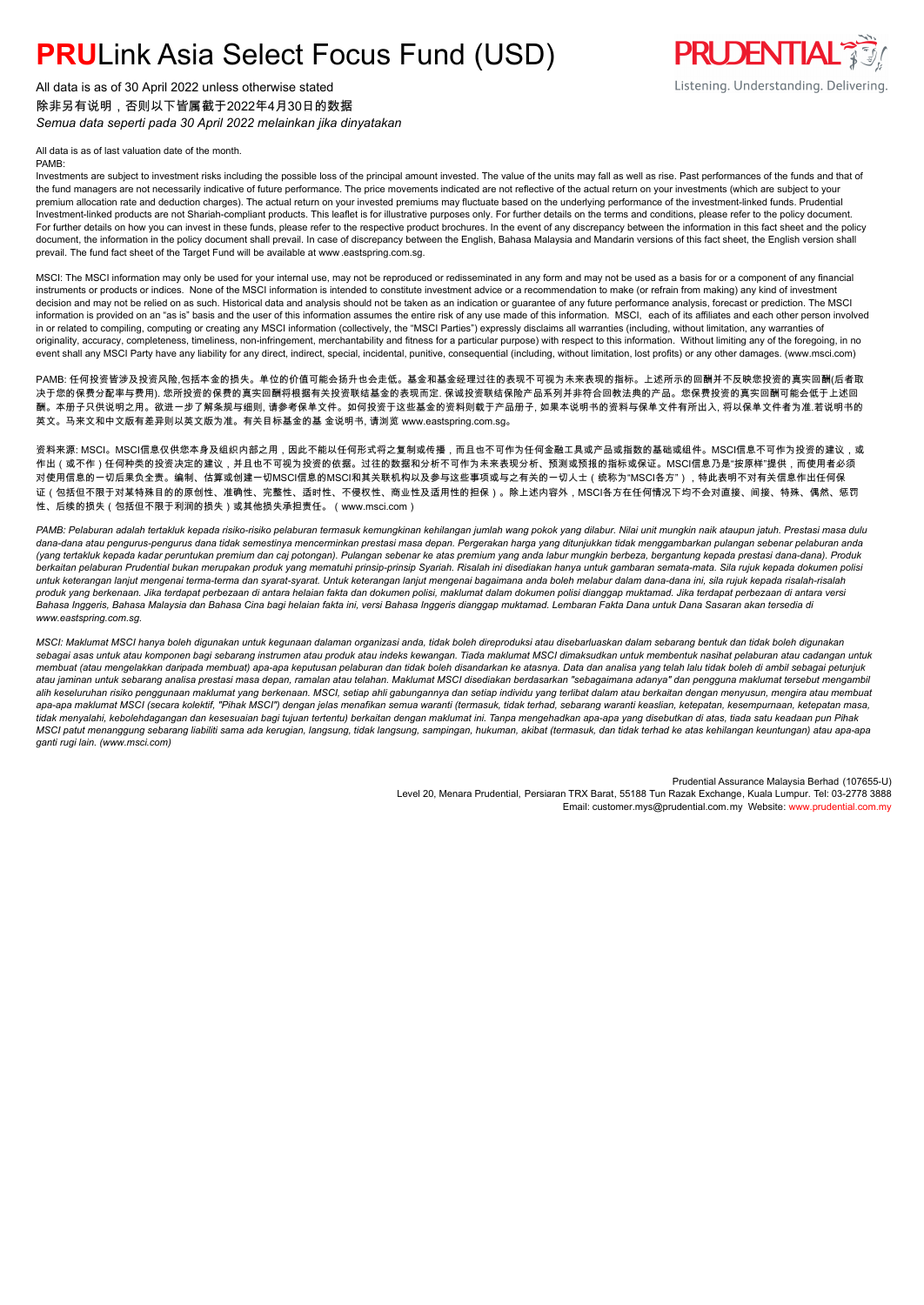# PRULink Asia Select Focus Fund (USD)

All data is as of 30 April 2022 unless otherwise stated

除非另有说明，否则以下皆属截于2022年4月30日的数据

*Semua data seperti pada 30 April 2022 melainkan jika dinyatakan*

All data is as of last valuation date of the month.

PAMB:

Investments are subject to investment risks including the possible loss of the principal amount invested. The value of the units may fall as well as rise. Past performances of the funds and that of the fund managers are not necessarily indicative of future performance. The price movements indicated are not reflective of the actual return on your investments (which are subject to your premium allocation rate and deduction charges). The actual return on your invested premiums may fluctuate based on the underlying performance of the investment-linked funds. Prudential Investment-linked products are not Shariah-compliant products. This leaflet is for illustrative purposes only. For further details on the terms and conditions, please refer to the policy document. For further details on how you can invest in these funds, please refer to the respective product brochures. In the event of any discrepancy between the information in this fact sheet and the policy document, the information in the policy document shall prevail. In case of discrepancy between the English, Bahasa Malaysia and Mandarin versions of this fact sheet, the English version shall prevail. The fund fact sheet of the Target Fund will be available at www.eastspring.com.sg.

MSCI: The MSCI information may only be used for your internal use, may not be reproduced or redisseminated in any form and may not be used as a basis for or a component of any financial instruments or products or indices. None of the MSCI information is intended to constitute investment advice or a recommendation to make (or refrain from making) any kind of investment decision and may not be relied on as such. Historical data and analysis should not be taken as an indication or guarantee of any future performance analysis, forecast or prediction. The MSCI information is provided on an "as is" basis and the user of this information assumes the entire risk of any use made of this information. MSCI, each of its affiliates and each other person involved in or related to compiling, computing or creating any MSCI information (collectively, the "MSCI Parties") expressly disclaims all warranties (including, without limitation, any warranties of originality, accuracy, completeness, timeliness, non-infringement, merchantability and fitness for a particular purpose) with respect to this information. Without limiting any of the foregoing, in no event shall any MSCI Party have any liability for any direct, indirect, special, incidental, punitive, consequential (including, without limitation, lost profits) or any other damages. (www.msci.com)

PAMB: 任何投资皆涉及投资风险,包括本金的损失。单位的价值可能会扬升也会走低。基金和基金经理过往的表现不可视为未来表现的指标。上述所示的回酬并不反映您投资的真实回酬(后者取决于您的保费分配率与费用). 您所投资的保费的真实回酬将根据有关投资联结基金的表现而定. 保诚投资联结保险产品系列并非符合回教法典的产品。您保费投资的真实回酬可能会低于上述回酬。本册子只供说明之用。欲进一步了解条规与细则, 请参考保单文件。如何投资于这些基金的资料则载于产品册子, 如果本说明书的资料与保单文件有所出入, 将以保单文件者为准.若说明书的英文。马来文和中文版有差异则以英文版为准。有关目标基金的基 金说明书, 请浏览 www.eastspring.com.sg。

资料来源: MSCI。MSCI信息仅供您本身及组织内部之用，因此不能以任何形式将之复制或传播，而且也不可作为任何金融工具或产品或指数的基础或组件。MSCI信息不可作为投资的建议，或作出（或不作）任何种类的投资决定的建议，并且也不可视为投资的依据。过往的数据和分析不可作为未来表现分析、预测或预报的指标或保证。MSCI信息乃是"按原样"提供，而使用者必须对使用信息的一切后果负全责。编制、估算或创建一切MSCI信息的MSCI和其关联机构以及参与这些事项或与之有关的一切人士（统称为"MSCI各方"），特此表明不对有关信息作出任何保证（包括但不限于对某特殊目的的原创性、准确性、完整性、适时性、不侵权性、商业性及适用性的担保）。除上述内容外，MSCI各方在任何情况下均不会对直接、间接、特殊、偶然、惩罚性、后续的损失（包括但不限于利润的损失）或其他损失承担责任。（www.msci.com）

*PAMB: Pelaburan adalah tertakluk kepada risiko-risiko pelaburan termasuk kemungkinan kehilangan jumlah wang pokok yang dilabur. Nilai unit mungkin naik ataupun jatuh. Prestasi masa dulu dana-dana atau pengurus-pengurus dana tidak semestinya mencerminkan prestasi masa depan. Pergerakan harga yang ditunjukkan tidak menggambarkan pulangan sebenar pelaburan anda (yang tertakluk kepada kadar peruntukan premium dan caj potongan). Pulangan sebenar ke atas premium yang anda labur mungkin berbeza, bergantung kepada prestasi dana-dana). Produk berkaitan pelaburan Prudential bukan merupakan produk yang mematuhi prinsip-prinsip Syariah. Risalah ini disediakan hanya untuk gambaran semata-mata. Sila rujuk kepada dokumen polisi untuk keterangan lanjut mengenai terma-terma dan syarat-syarat. Untuk keterangan lanjut mengenai bagaimana anda boleh melabur dalam dana-dana ini, sila rujuk kepada risalah-risalah produk yang berkenaan. Jika terdapat perbezaan di antara helaian fakta dan dokumen polisi, maklumat dalam dokumen polisi dianggap muktamad. Jika terdapat perbezaan di antara versi Bahasa Inggeris, Bahasa Malaysia dan Bahasa Cina bagi helaian fakta ini, versi Bahasa Inggeris dianggap muktamad. Lembaran Fakta Dana untuk Dana Sasaran akan tersedia di www.eastspring.com.sg.*

*MSCI: Maklumat MSCI hanya boleh digunakan untuk kegunaan dalaman organizasi anda, tidak boleh direproduksi atau disebarluaskan dalam sebarang bentuk dan tidak boleh digunakan sebagai asas untuk atau komponen bagi sebarang instrumen atau produk atau indeks kewangan. Tiada maklumat MSCI dimaksudkan untuk membentuk nasihat pelaburan atau cadangan untuk membuat (atau mengelakkan daripada membuat) apa-apa keputusan pelaburan dan tidak boleh disandarkan ke atasnya. Data dan analisa yang telah lalu tidak boleh di ambil sebagai petunjuk atau jaminan untuk sebarang analisa prestasi masa depan, ramalan atau telahan. Maklumat MSCI disediakan berdasarkan "sebagaimana adanya" dan pengguna maklumat tersebut mengambil alih keseluruhan risiko penggunaan maklumat yang berkenaan. MSCI, setiap ahli gabungannya dan setiap individu yang terlibat dalam atau berkaitan dengan menyusun, mengira atau membuat apa-apa maklumat MSCI (secara kolektif, "Pihak MSCI") dengan jelas menafikan semua waranti (termasuk, tidak terhad, sebarang waranti keaslian, ketepatan, kesempurnaan, ketepatan masa, tidak menyalahi, kebolehdagangan dan kesesuaian bagi tujuan tertentu) berkaitan dengan maklumat ini. Tanpa mengehadkan apa-apa yang disebutkan di atas, tiada satu keadaan pun Pihak MSCI patut menanggung sebarang liabiliti sama ada kerugian, langsung, tidak langsung, sampingan, hukuman, akibat (termasuk, dan tidak terhad ke atas kehilangan keuntungan) atau apa-apa ganti rugi lain. (www.msci.com)*

Prudential Assurance Malaysia Berhad (107655-U)
Level 20, Menara Prudential, Persiaran TRX Barat, 55188 Tun Razak Exchange, Kuala Lumpur. Tel: 03-2778 3888
Email: customer.mys@prudential.com.my Website: www.prudential.com.my